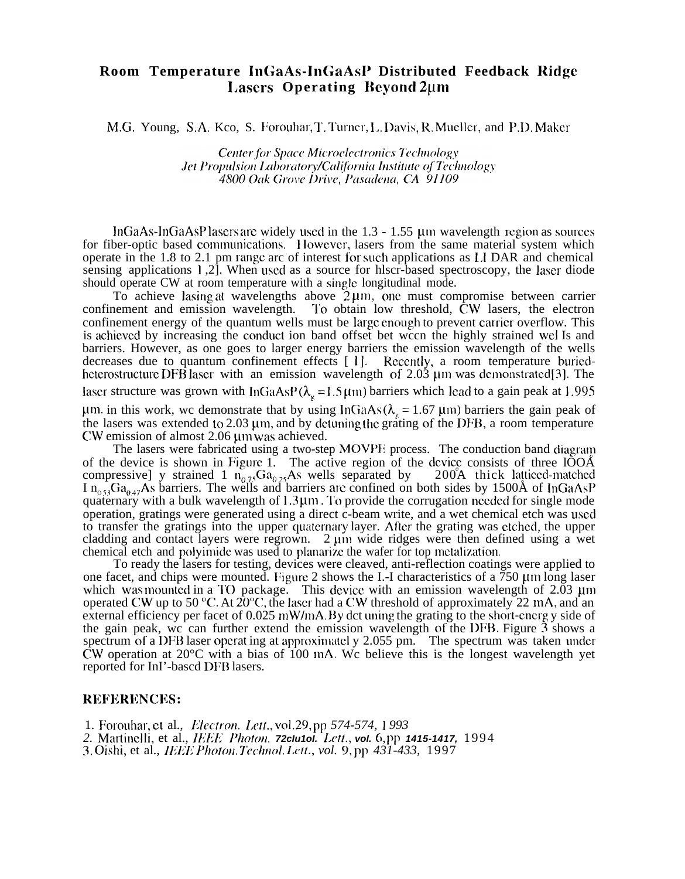# Room Temperature InGaAs-InGaAsP Distributed Feedback Ridge Lasers Operating Beyond 2μm

M.G. Young, S.A. Keo, S. Forouhar, T. Turner, L. Davis, R. Mueller, and P.D. Maker

*Center for Space Microelectronics Technology*
*Jet Propulsion Laboratory/California Institute of Technology*
*4800 Oak Grove Drive, Pasadena, CA 91109*

InGaAs-InGaAsP lasers are widely used in the 1.3 - 1.55 μm wavelength region as sources for fiber-optic based communications. However, lasers from the same material system which operate in the 1.8 to 2.1 μm range are of interest for such applications as LIDAR and chemical sensing applications [1,2]. When used as a source for laser-based spectroscopy, the laser diode should operate CW at room temperature with a single longitudinal mode.

To achieve lasing at wavelengths above 2 μm, one must compromise between carrier confinement and emission wavelength. To obtain low threshold, CW lasers, the electron confinement energy of the quantum wells must be large enough to prevent carrier overflow. This is achieved by increasing the conduction band offset between the highly strained wells and barriers. However, as one goes to larger energy barriers the emission wavelength of the wells decreases due to quantum confinement effects [1]. Recently, a room temperature buried-heterostructure DFB laser with an emission wavelength of 2.03 μm was demonstrated[3]. The laser structure was grown with InGaAsP ($\lambda_g$ = 1.5 μm) barriers which lead to a gain peak at 1.995 μm. in this work, we demonstrate that by using InGaAs ($\lambda_g$ = 1.67 μm) barriers the gain peak of the lasers was extended to 2.03 μm, and by detuning the grating of the DFB, a room temperature CW emission of almost 2.06 μm was achieved.

The lasers were fabricated using a two-step MOVPE process. The conduction band diagram of the device is shown in Figure 1. The active region of the device consists of three 100Å compressive] y strained $In_{0.75}Ga_{0.25}As$ wells separated by 200Å thick latticed-matched $In_{0.53}Ga_{0.47}As$ barriers. The wells and barriers are confined on both sides by 1500Å of InGaAsP quaternary with a bulk wavelength of 1.3μm. To provide the corrugation needed for single mode operation, gratings were generated using a direct e-beam write, and a wet chemical etch was used to transfer the gratings into the upper quaternary layer. After the grating was etched, the upper cladding and contact layers were regrown. 2 μm wide ridges were then defined using a wet chemical etch and polyimide was used to planarize the wafer for top metalization.

To ready the lasers for testing, devices were cleaved, anti-reflection coatings were applied to one facet, and chips were mounted. Figure 2 shows the L-I characteristics of a 750 μm long laser which was mounted in a TO package. This device with an emission wavelength of 2.03 μm operated CW up to 50 °C. At 20°C, the laser had a CW threshold of approximately 22 mA, and an external efficiency per facet of 0.025 mW/mA. By detuning the grating to the short-energ y side of the gain peak, we can further extend the emission wavelength of the DFB. Figure 3 shows a spectrum of a DFB laser operat ing at approximatel y 2.055 μm. The spectrum was taken under CW operation at 20°C with a bias of 100 mA. We believe this is the longest wavelength yet reported for InP-based DFB lasers.

## REFERENCES:

1. Forouhar, et al., *Electron. Lett.*, vol.29, pp *574-574, 1993*
2. Martinelli, et al., *IEEE Photon. Technol. Lett.*, vol. 6, pp 1415-1417, 1994
3. Oishi, et al., *IEEE Photon. Technol. Lett.*, vol. 9, pp 431-433, 1997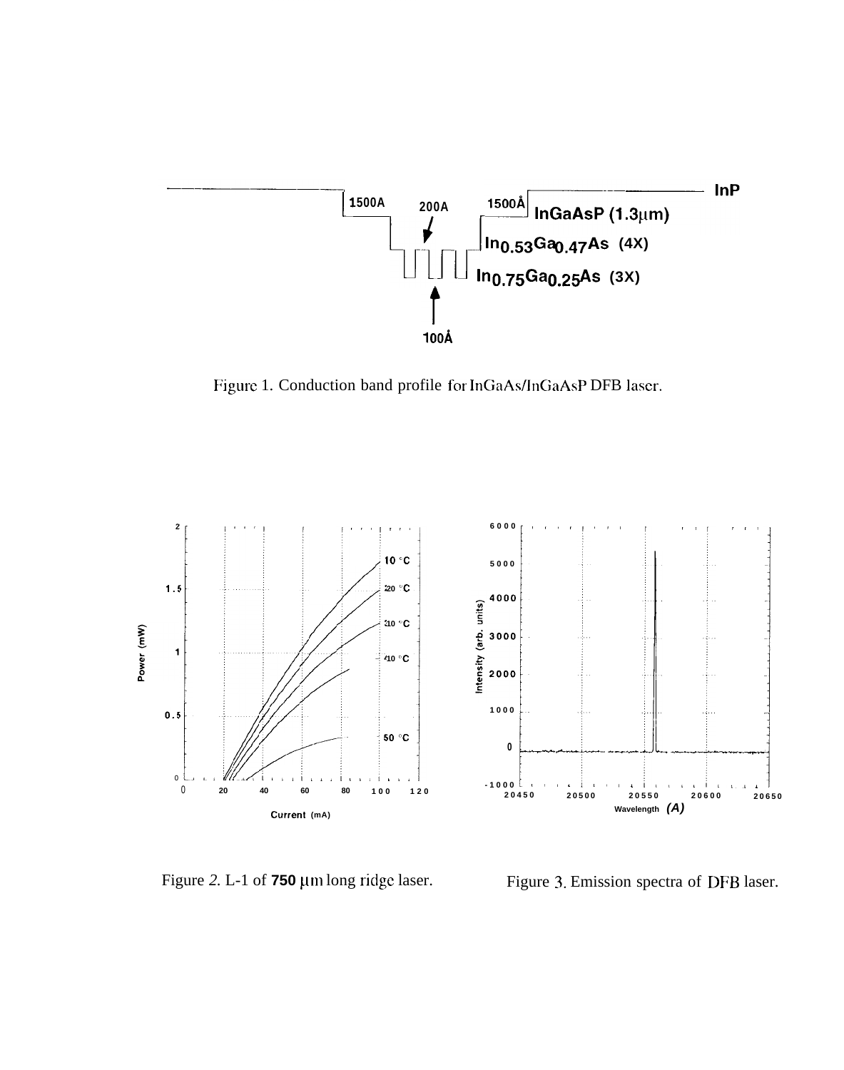InP

1500A

200A

1500Å

InGaAsP (1.3μm)

$In_{0.53}Ga_{0.47}As$ (4X)

$In_{0.75}Ga_{0.25}As$ (3X)

100Å

Figure 1. Conduction band profile for InGaAs/InGaAsP DFB laser.

Power (mW)

Current (mA)

10 °C

20 °C

30 °C

40 °C

50 °C

Intensity (arb. units)

Wavelength (A)

Figure 2. L-1 of **750** μm long ridge laser.

Figure 3. Emission spectra of DFB laser.